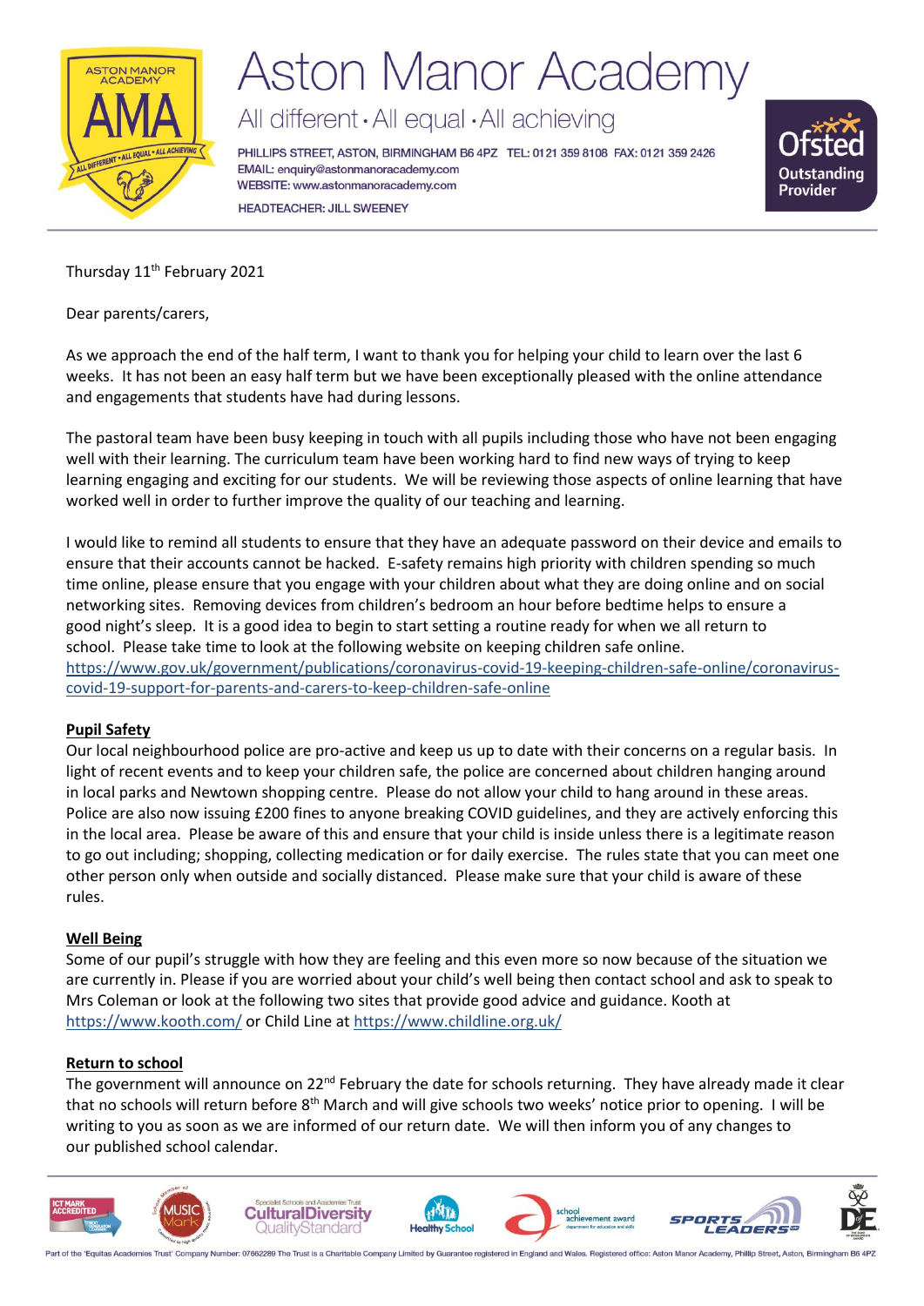# Aston Manor Academy

All different • All equal • All achieving

PHILLIPS STREET, ASTON, BIRMINGHAM B6 4PZ TEL: 0121 359 8108 FAX: 0121 359 2426
EMAIL: enquiry@astonmanoracademy.com
WEBSITE: www.astonmanoracademy.com
HEADTEACHER: JILL SWEENEY

Thursday 11th February 2021

Dear parents/carers,

As we approach the end of the half term, I want to thank you for helping your child to learn over the last 6 weeks. It has not been an easy half term but we have been exceptionally pleased with the online attendance and engagements that students have had during lessons.

The pastoral team have been busy keeping in touch with all pupils including those who have not been engaging well with their learning. The curriculum team have been working hard to find new ways of trying to keep learning engaging and exciting for our students. We will be reviewing those aspects of online learning that have worked well in order to further improve the quality of our teaching and learning.

I would like to remind all students to ensure that they have an adequate password on their device and emails to ensure that their accounts cannot be hacked. E-safety remains high priority with children spending so much time online, please ensure that you engage with your children about what they are doing online and on social networking sites. Removing devices from children's bedroom an hour before bedtime helps to ensure a good night's sleep. It is a good idea to begin to start setting a routine ready for when we all return to school. Please take time to look at the following website on keeping children safe online.
https://www.gov.uk/government/publications/coronavirus-covid-19-keeping-children-safe-online/coronavirus-covid-19-support-for-parents-and-carers-to-keep-children-safe-online

**Pupil Safety**

Our local neighbourhood police are pro-active and keep us up to date with their concerns on a regular basis. In light of recent events and to keep your children safe, the police are concerned about children hanging around in local parks and Newtown shopping centre. Please do not allow your child to hang around in these areas. Police are also now issuing £200 fines to anyone breaking COVID guidelines, and they are actively enforcing this in the local area. Please be aware of this and ensure that your child is inside unless there is a legitimate reason to go out including; shopping, collecting medication or for daily exercise. The rules state that you can meet one other person only when outside and socially distanced. Please make sure that your child is aware of these rules.

**Well Being**

Some of our pupil's struggle with how they are feeling and this even more so now because of the situation we are currently in. Please if you are worried about your child's well being then contact school and ask to speak to Mrs Coleman or look at the following two sites that provide good advice and guidance. Kooth at https://www.kooth.com/ or Child Line at https://www.childline.org.uk/

**Return to school**

The government will announce on 22nd February the date for schools returning. They have already made it clear that no schools will return before 8th March and will give schools two weeks' notice prior to opening. I will be writing to you as soon as we are informed of our return date. We will then inform you of any changes to our published school calendar.

Part of the 'Equitas Academies Trust' Company Number: 07662289 The Trust is a Charitable Company Limited by Guarantee registered in England and Wales. Registered office: Aston Manor Academy, Phillip Street, Aston, Birmingham B6 4PZ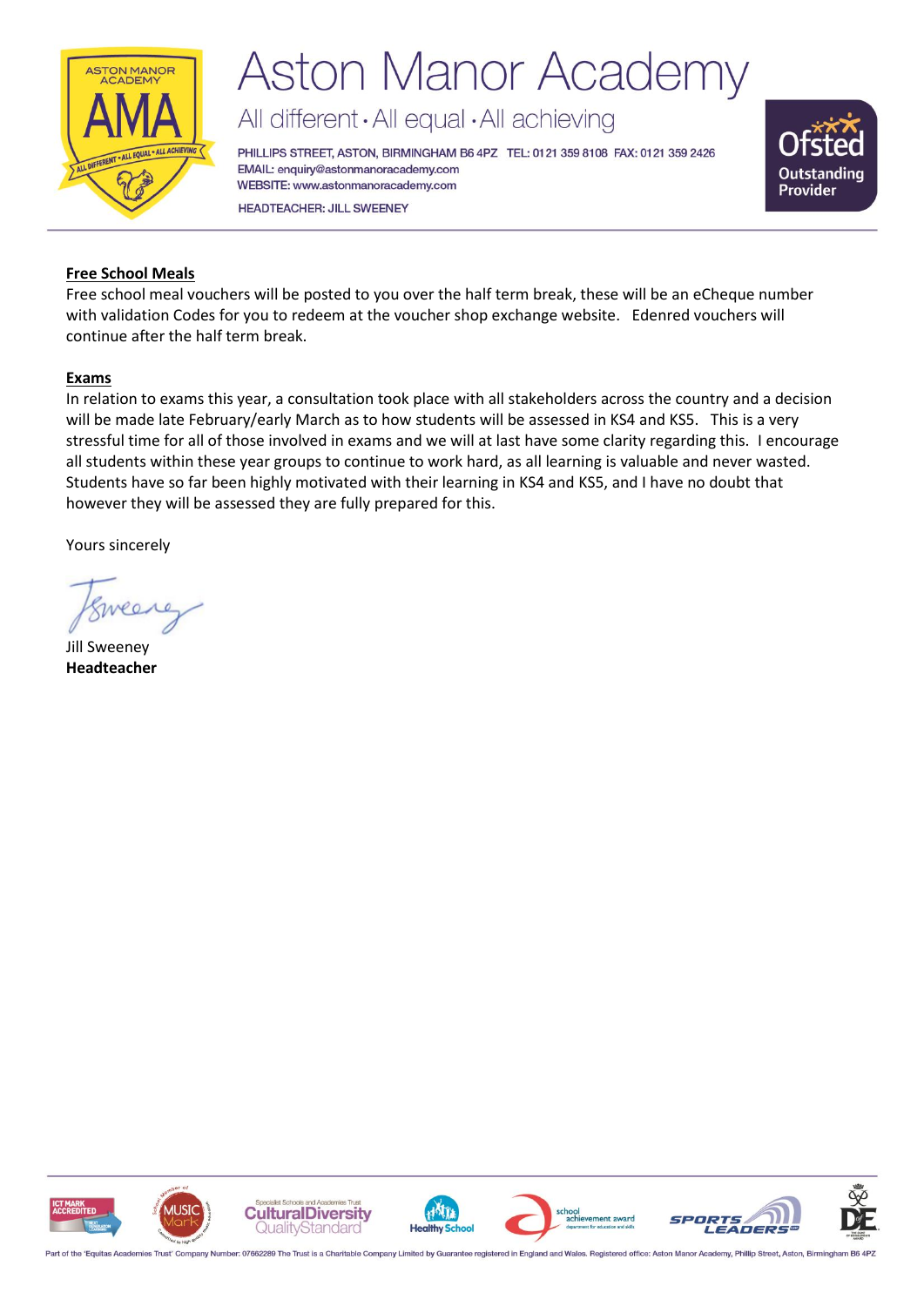# Aston Manor Academy

All different • All equal • All achieving

PHILLIPS STREET, ASTON, BIRMINGHAM B6 4PZ TEL: 0121 359 8108 FAX: 0121 359 2426
EMAIL: enquiry@astonmanoracademy.com
WEBSITE: www.astonmanoracademy.com

HEADTEACHER: JILL SWEENEY

**Free School Meals**

Free school meal vouchers will be posted to you over the half term break, these will be an eCheque number with validation Codes for you to redeem at the voucher shop exchange website. Edenred vouchers will continue after the half term break.

**Exams**

In relation to exams this year, a consultation took place with all stakeholders across the country and a decision will be made late February/early March as to how students will be assessed in KS4 and KS5. This is a very stressful time for all of those involved in exams and we will at last have some clarity regarding this. I encourage all students within these year groups to continue to work hard, as all learning is valuable and never wasted. Students have so far been highly motivated with their learning in KS4 and KS5, and I have no doubt that however they will be assessed they are fully prepared for this.

Yours sincerely

Jill Sweeney
**Headteacher**

Part of the 'Equitas Academies Trust' Company Number: 07662289 The Trust is a Charitable Company Limited by Guarantee registered in England and Wales. Registered office: Aston Manor Academy, Phillip Street, Aston, Birmingham B6 4PZ